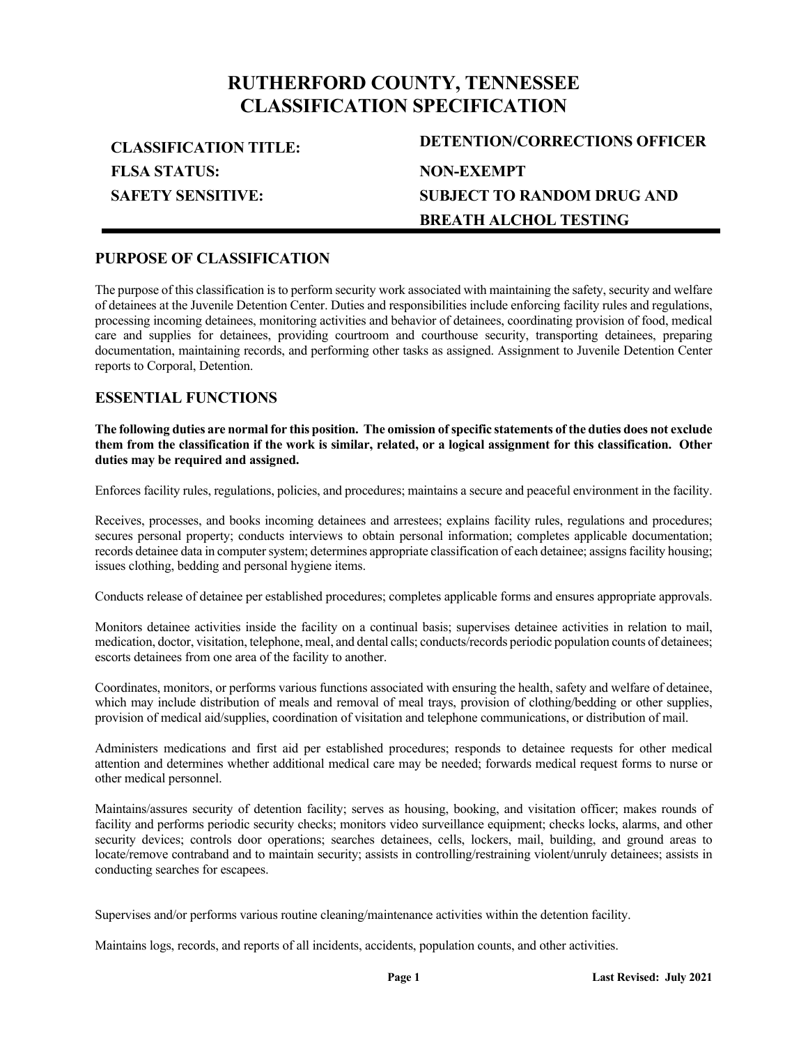# RUTHERFORD COUNTY, TENNESSEE
# CLASSIFICATION SPECIFICATION

**CLASSIFICATION TITLE:** DETENTION/CORRECTIONS OFFICER

**FLSA STATUS:** NON-EXEMPT

**SAFETY SENSITIVE:** SUBJECT TO RANDOM DRUG AND BREATH ALCHOL TESTING

---

## PURPOSE OF CLASSIFICATION

The purpose of this classification is to perform security work associated with maintaining the safety, security and welfare of detainees at the Juvenile Detention Center. Duties and responsibilities include enforcing facility rules and regulations, processing incoming detainees, monitoring activities and behavior of detainees, coordinating provision of food, medical care and supplies for detainees, providing courtroom and courthouse security, transporting detainees, preparing documentation, maintaining records, and performing other tasks as assigned. Assignment to Juvenile Detention Center reports to Corporal, Detention.

## ESSENTIAL FUNCTIONS

**The following duties are normal for this position. The omission of specific statements of the duties does not exclude them from the classification if the work is similar, related, or a logical assignment for this classification. Other duties may be required and assigned.**

Enforces facility rules, regulations, policies, and procedures; maintains a secure and peaceful environment in the facility.

Receives, processes, and books incoming detainees and arrestees; explains facility rules, regulations and procedures; secures personal property; conducts interviews to obtain personal information; completes applicable documentation; records detainee data in computer system; determines appropriate classification of each detainee; assigns facility housing; issues clothing, bedding and personal hygiene items.

Conducts release of detainee per established procedures; completes applicable forms and ensures appropriate approvals.

Monitors detainee activities inside the facility on a continual basis; supervises detainee activities in relation to mail, medication, doctor, visitation, telephone, meal, and dental calls; conducts/records periodic population counts of detainees; escorts detainees from one area of the facility to another.

Coordinates, monitors, or performs various functions associated with ensuring the health, safety and welfare of detainee, which may include distribution of meals and removal of meal trays, provision of clothing/bedding or other supplies, provision of medical aid/supplies, coordination of visitation and telephone communications, or distribution of mail.

Administers medications and first aid per established procedures; responds to detainee requests for other medical attention and determines whether additional medical care may be needed; forwards medical request forms to nurse or other medical personnel.

Maintains/assures security of detention facility; serves as housing, booking, and visitation officer; makes rounds of facility and performs periodic security checks; monitors video surveillance equipment; checks locks, alarms, and other security devices; controls door operations; searches detainees, cells, lockers, mail, building, and ground areas to locate/remove contraband and to maintain security; assists in controlling/restraining violent/unruly detainees; assists in conducting searches for escapees.

Supervises and/or performs various routine cleaning/maintenance activities within the detention facility.

Maintains logs, records, and reports of all incidents, accidents, population counts, and other activities.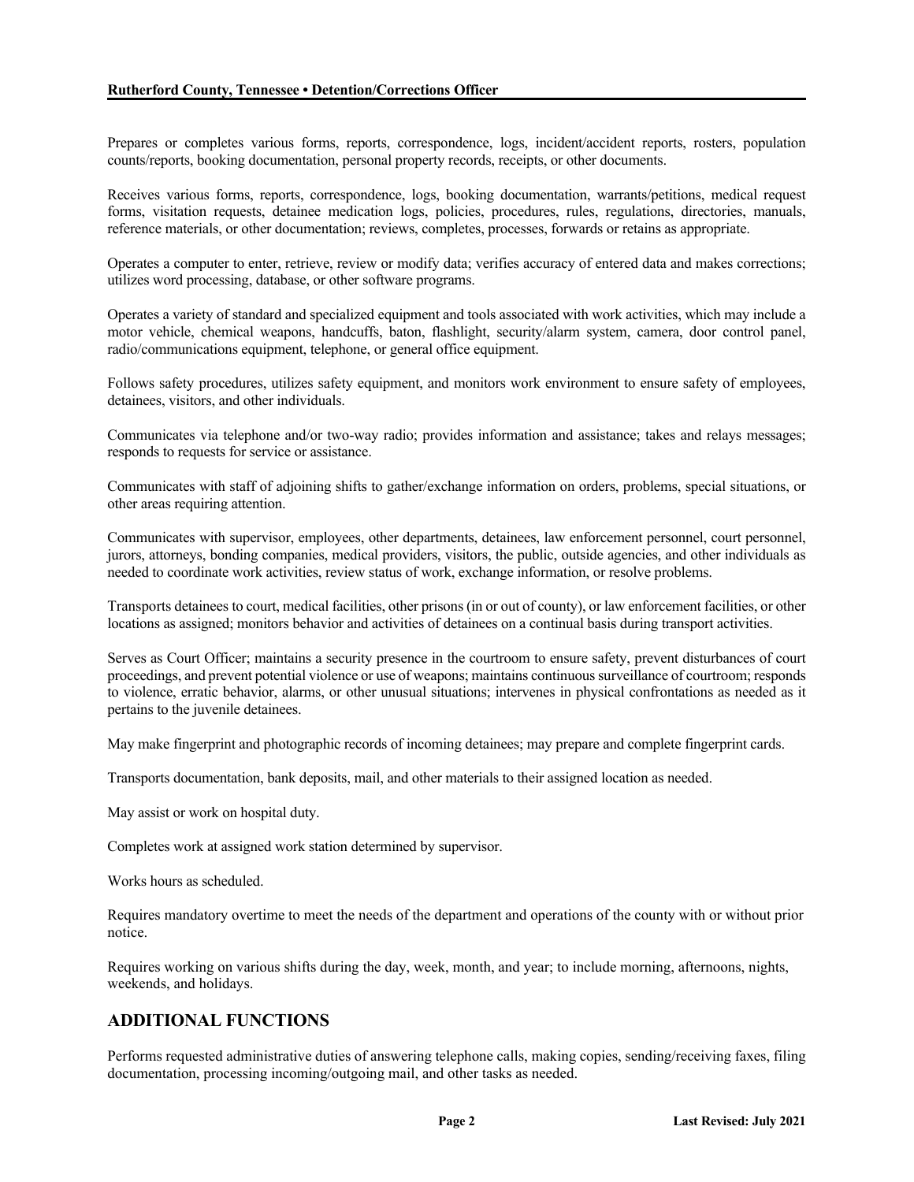Prepares or completes various forms, reports, correspondence, logs, incident/accident reports, rosters, population counts/reports, booking documentation, personal property records, receipts, or other documents.

Receives various forms, reports, correspondence, logs, booking documentation, warrants/petitions, medical request forms, visitation requests, detainee medication logs, policies, procedures, rules, regulations, directories, manuals, reference materials, or other documentation; reviews, completes, processes, forwards or retains as appropriate.

Operates a computer to enter, retrieve, review or modify data; verifies accuracy of entered data and makes corrections; utilizes word processing, database, or other software programs.

Operates a variety of standard and specialized equipment and tools associated with work activities, which may include a motor vehicle, chemical weapons, handcuffs, baton, flashlight, security/alarm system, camera, door control panel, radio/communications equipment, telephone, or general office equipment.

Follows safety procedures, utilizes safety equipment, and monitors work environment to ensure safety of employees, detainees, visitors, and other individuals.

Communicates via telephone and/or two-way radio; provides information and assistance; takes and relays messages; responds to requests for service or assistance.

Communicates with staff of adjoining shifts to gather/exchange information on orders, problems, special situations, or other areas requiring attention.

Communicates with supervisor, employees, other departments, detainees, law enforcement personnel, court personnel, jurors, attorneys, bonding companies, medical providers, visitors, the public, outside agencies, and other individuals as needed to coordinate work activities, review status of work, exchange information, or resolve problems.

Transports detainees to court, medical facilities, other prisons (in or out of county), or law enforcement facilities, or other locations as assigned; monitors behavior and activities of detainees on a continual basis during transport activities.

Serves as Court Officer; maintains a security presence in the courtroom to ensure safety, prevent disturbances of court proceedings, and prevent potential violence or use of weapons; maintains continuous surveillance of courtroom; responds to violence, erratic behavior, alarms, or other unusual situations; intervenes in physical confrontations as needed as it pertains to the juvenile detainees.

May make fingerprint and photographic records of incoming detainees; may prepare and complete fingerprint cards.

Transports documentation, bank deposits, mail, and other materials to their assigned location as needed.

May assist or work on hospital duty.

Completes work at assigned work station determined by supervisor.

Works hours as scheduled.

Requires mandatory overtime to meet the needs of the department and operations of the county with or without prior notice.

Requires working on various shifts during the day, week, month, and year; to include morning, afternoons, nights, weekends, and holidays.

## ADDITIONAL FUNCTIONS

Performs requested administrative duties of answering telephone calls, making copies, sending/receiving faxes, filing documentation, processing incoming/outgoing mail, and other tasks as needed.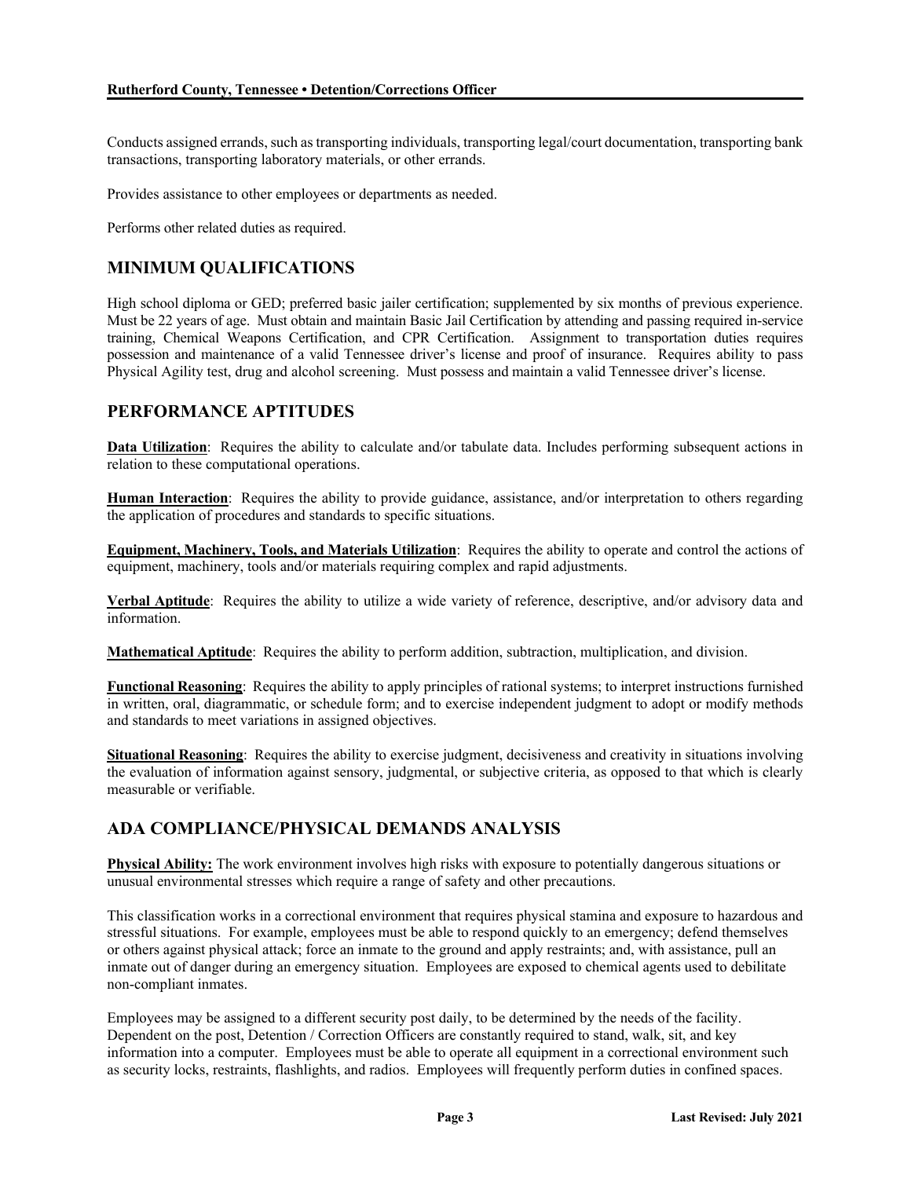Conducts assigned errands, such as transporting individuals, transporting legal/court documentation, transporting bank transactions, transporting laboratory materials, or other errands.

Provides assistance to other employees or departments as needed.

Performs other related duties as required.

## MINIMUM QUALIFICATIONS

High school diploma or GED; preferred basic jailer certification; supplemented by six months of previous experience. Must be 22 years of age. Must obtain and maintain Basic Jail Certification by attending and passing required in-service training, Chemical Weapons Certification, and CPR Certification. Assignment to transportation duties requires possession and maintenance of a valid Tennessee driver's license and proof of insurance. Requires ability to pass Physical Agility test, drug and alcohol screening. Must possess and maintain a valid Tennessee driver's license.

## PERFORMANCE APTITUDES

**Data Utilization**: Requires the ability to calculate and/or tabulate data. Includes performing subsequent actions in relation to these computational operations.

**Human Interaction**: Requires the ability to provide guidance, assistance, and/or interpretation to others regarding the application of procedures and standards to specific situations.

**Equipment, Machinery, Tools, and Materials Utilization**: Requires the ability to operate and control the actions of equipment, machinery, tools and/or materials requiring complex and rapid adjustments.

**Verbal Aptitude**: Requires the ability to utilize a wide variety of reference, descriptive, and/or advisory data and information.

**Mathematical Aptitude**: Requires the ability to perform addition, subtraction, multiplication, and division.

**Functional Reasoning**: Requires the ability to apply principles of rational systems; to interpret instructions furnished in written, oral, diagrammatic, or schedule form; and to exercise independent judgment to adopt or modify methods and standards to meet variations in assigned objectives.

**Situational Reasoning**: Requires the ability to exercise judgment, decisiveness and creativity in situations involving the evaluation of information against sensory, judgmental, or subjective criteria, as opposed to that which is clearly measurable or verifiable.

## ADA COMPLIANCE/PHYSICAL DEMANDS ANALYSIS

**Physical Ability:** The work environment involves high risks with exposure to potentially dangerous situations or unusual environmental stresses which require a range of safety and other precautions.

This classification works in a correctional environment that requires physical stamina and exposure to hazardous and stressful situations. For example, employees must be able to respond quickly to an emergency; defend themselves or others against physical attack; force an inmate to the ground and apply restraints; and, with assistance, pull an inmate out of danger during an emergency situation. Employees are exposed to chemical agents used to debilitate non-compliant inmates.

Employees may be assigned to a different security post daily, to be determined by the needs of the facility. Dependent on the post, Detention / Correction Officers are constantly required to stand, walk, sit, and key information into a computer. Employees must be able to operate all equipment in a correctional environment such as security locks, restraints, flashlights, and radios. Employees will frequently perform duties in confined spaces.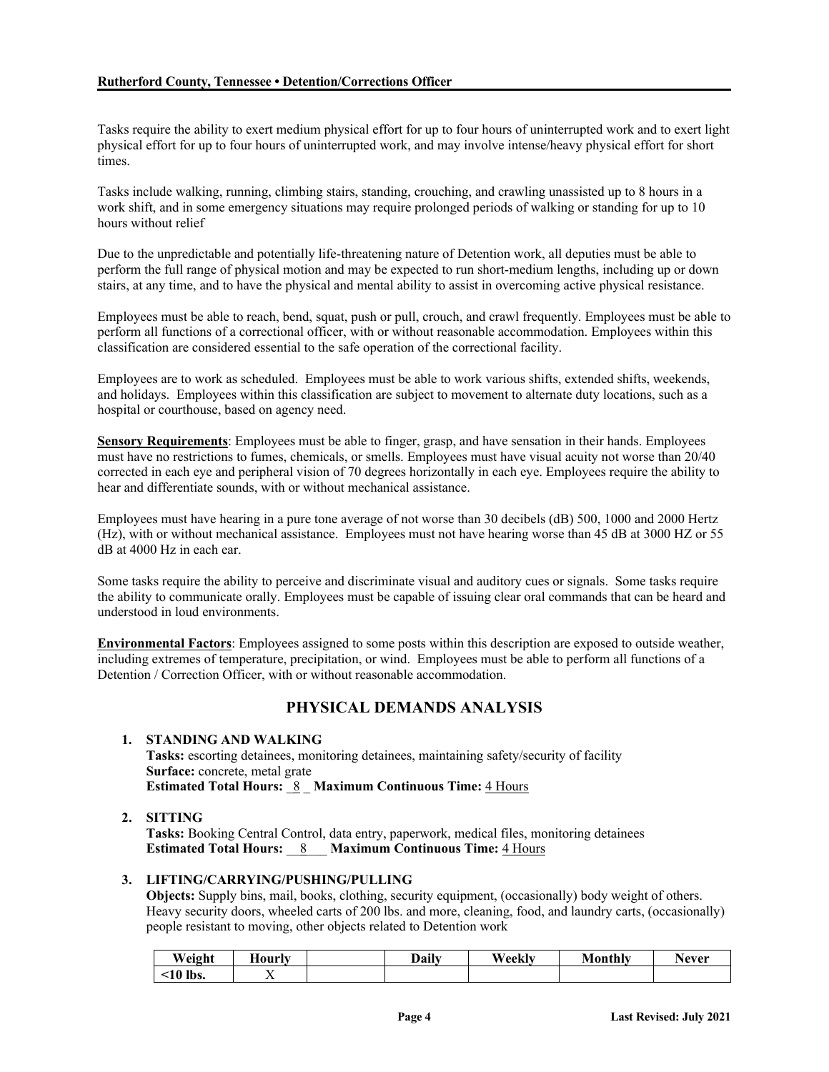Tasks require the ability to exert medium physical effort for up to four hours of uninterrupted work and to exert light physical effort for up to four hours of uninterrupted work, and may involve intense/heavy physical effort for short times.

Tasks include walking, running, climbing stairs, standing, crouching, and crawling unassisted up to 8 hours in a work shift, and in some emergency situations may require prolonged periods of walking or standing for up to 10 hours without relief

Due to the unpredictable and potentially life-threatening nature of Detention work, all deputies must be able to perform the full range of physical motion and may be expected to run short-medium lengths, including up or down stairs, at any time, and to have the physical and mental ability to assist in overcoming active physical resistance.

Employees must be able to reach, bend, squat, push or pull, crouch, and crawl frequently. Employees must be able to perform all functions of a correctional officer, with or without reasonable accommodation. Employees within this classification are considered essential to the safe operation of the correctional facility.

Employees are to work as scheduled. Employees must be able to work various shifts, extended shifts, weekends, and holidays. Employees within this classification are subject to movement to alternate duty locations, such as a hospital or courthouse, based on agency need.

**Sensory Requirements**: Employees must be able to finger, grasp, and have sensation in their hands. Employees must have no restrictions to fumes, chemicals, or smells. Employees must have visual acuity not worse than 20/40 corrected in each eye and peripheral vision of 70 degrees horizontally in each eye. Employees require the ability to hear and differentiate sounds, with or without mechanical assistance.

Employees must have hearing in a pure tone average of not worse than 30 decibels (dB) 500, 1000 and 2000 Hertz (Hz), with or without mechanical assistance. Employees must not have hearing worse than 45 dB at 3000 HZ or 55 dB at 4000 Hz in each ear.

Some tasks require the ability to perceive and discriminate visual and auditory cues or signals. Some tasks require the ability to communicate orally. Employees must be capable of issuing clear oral commands that can be heard and understood in loud environments.

**Environmental Factors**: Employees assigned to some posts within this description are exposed to outside weather, including extremes of temperature, precipitation, or wind. Employees must be able to perform all functions of a Detention / Correction Officer, with or without reasonable accommodation.

## PHYSICAL DEMANDS ANALYSIS

1. **STANDING AND WALKING**
   **Tasks:** escorting detainees, monitoring detainees, maintaining safety/security of facility
   **Surface:** concrete, metal grate
   **Estimated Total Hours:** 8 **Maximum Continuous Time:** 4 Hours

2. **SITTING**
   **Tasks:** Booking Central Control, data entry, paperwork, medical files, monitoring detainees
   **Estimated Total Hours:** 8 **Maximum Continuous Time:** 4 Hours

3. **LIFTING/CARRYING/PUSHING/PULLING**
   **Objects:** Supply bins, mail, books, clothing, security equipment, (occasionally) body weight of others. Heavy security doors, wheeled carts of 200 lbs. and more, cleaning, food, and laundry carts, (occasionally) people resistant to moving, other objects related to Detention work

| Weight | Hourly | | Daily | Weekly | Monthly | Never |
|---|---|---|---|---|---|---|
| <10 lbs. | X | | | | | |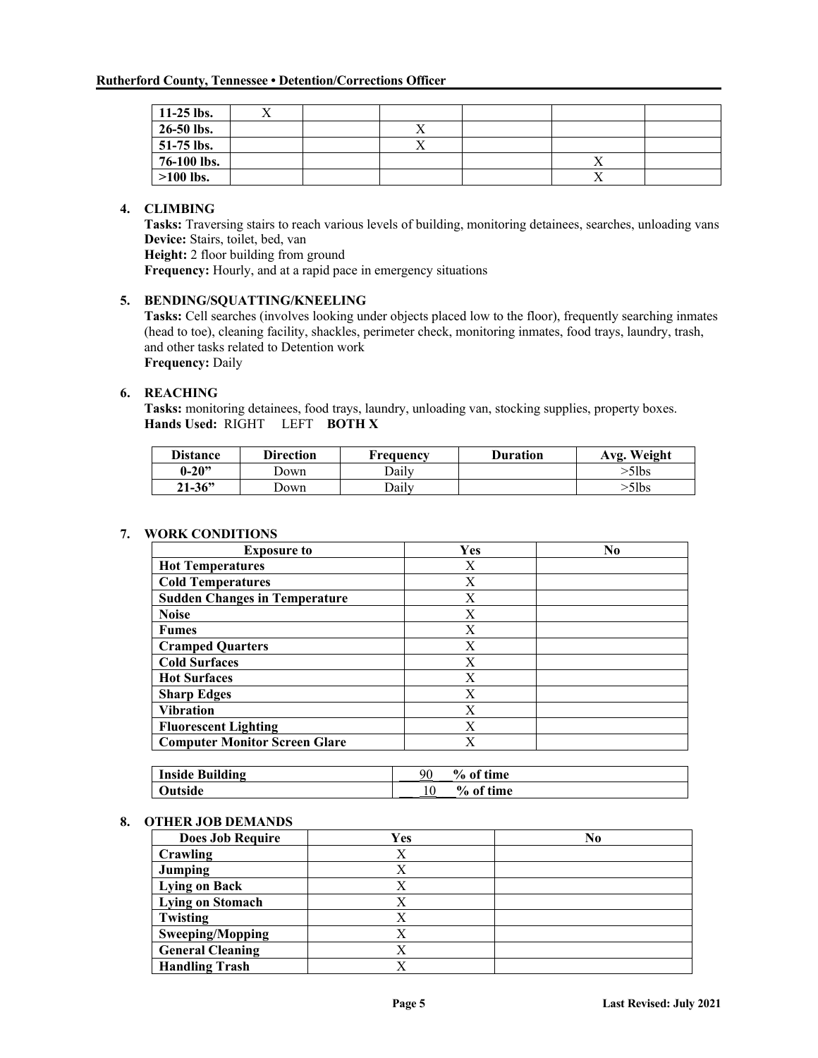| | | | | | | |
|---|---|---|---|---|---|---|
| **11-25 lbs.** | X | | | | | |
| **26-50 lbs.** | | | X | | | |
| **51-75 lbs.** | | | X | | | |
| **76-100 lbs.** | | | | | X | |
| **>100 lbs.** | | | | | X | |

4. **CLIMBING**
   **Tasks:** Traversing stairs to reach various levels of building, monitoring detainees, searches, unloading vans
   **Device:** Stairs, toilet, bed, van
   **Height:** 2 floor building from ground
   **Frequency:** Hourly, and at a rapid pace in emergency situations

5. **BENDING/SQUATTING/KNEELING**
   **Tasks:** Cell searches (involves looking under objects placed low to the floor), frequently searching inmates (head to toe), cleaning facility, shackles, perimeter check, monitoring inmates, food trays, laundry, trash, and other tasks related to Detention work
   **Frequency:** Daily

6. **REACHING**
   **Tasks:** monitoring detainees, food trays, laundry, unloading van, stocking supplies, property boxes.
   **Hands Used:** RIGHT LEFT **BOTH X**

| Distance | Direction | Frequency | Duration | Avg. Weight |
|---|---|---|---|---|
| **0-20"** | Down | Daily | | >5lbs |
| **21-36"** | Down | Daily | | >5lbs |

7. **WORK CONDITIONS**

| Exposure to | Yes | No |
|---|---|---|
| **Hot Temperatures** | X | |
| **Cold Temperatures** | X | |
| **Sudden Changes in Temperature** | X | |
| **Noise** | X | |
| **Fumes** | X | |
| **Cramped Quarters** | X | |
| **Cold Surfaces** | X | |
| **Hot Surfaces** | X | |
| **Sharp Edges** | X | |
| **Vibration** | X | |
| **Fluorescent Lighting** | X | |
| **Computer Monitor Screen Glare** | X | |

| | |
|---|---|
| **Inside Building** | 90 % of time |
| **Outside** | 10 % of time |

8. **OTHER JOB DEMANDS**

| Does Job Require | Yes | No |
|---|---|---|
| **Crawling** | X | |
| **Jumping** | X | |
| **Lying on Back** | X | |
| **Lying on Stomach** | X | |
| **Twisting** | X | |
| **Sweeping/Mopping** | X | |
| **General Cleaning** | X | |
| **Handling Trash** | X | |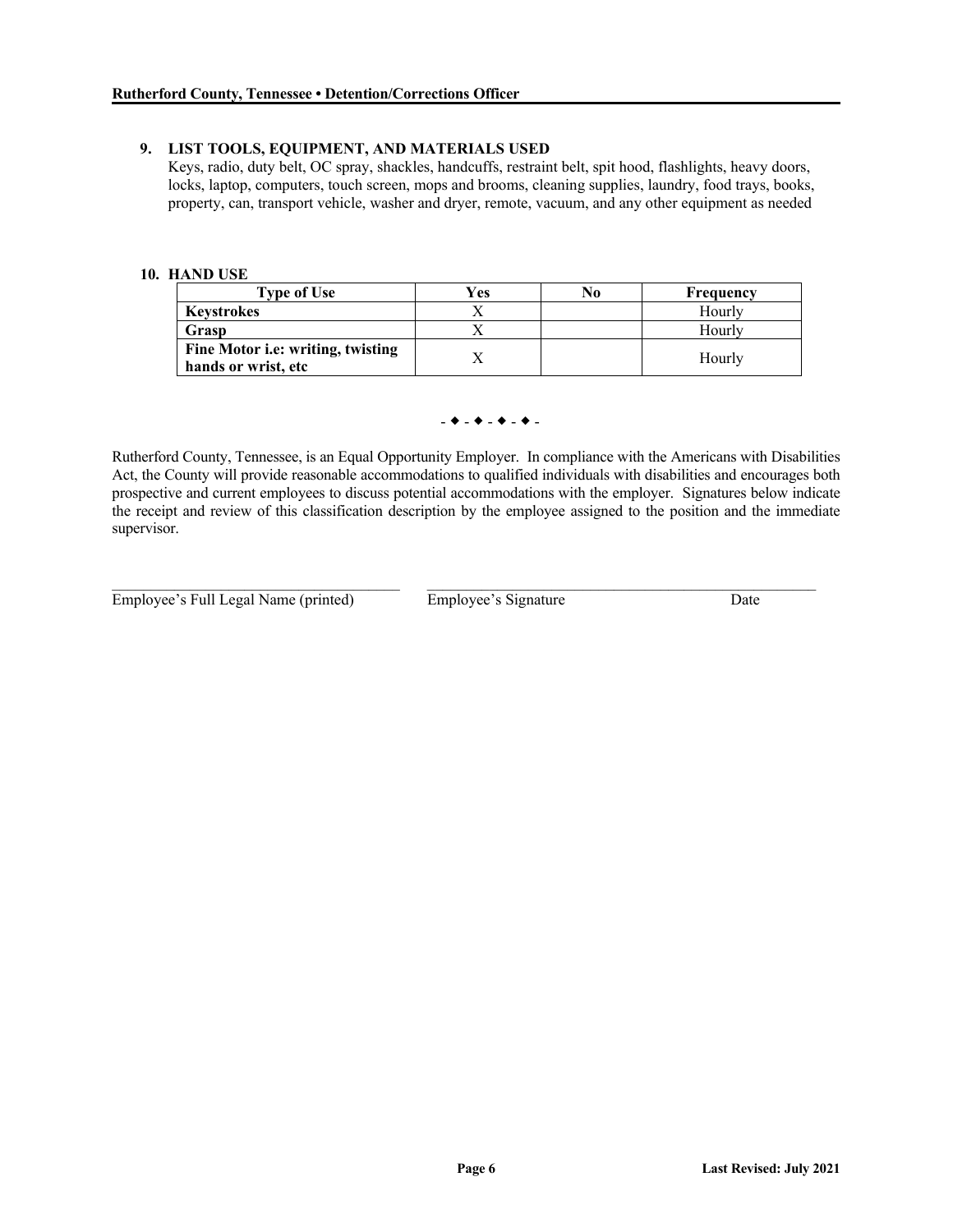**9. LIST TOOLS, EQUIPMENT, AND MATERIALS USED**

Keys, radio, duty belt, OC spray, shackles, handcuffs, restraint belt, spit hood, flashlights, heavy doors, locks, laptop, computers, touch screen, mops and brooms, cleaning supplies, laundry, food trays, books, property, can, transport vehicle, washer and dryer, remote, vacuum, and any other equipment as needed

**10. HAND USE**

| Type of Use | Yes | No | Frequency |
|---|---|---|---|
| **Keystrokes** | X | | Hourly |
| **Grasp** | X | | Hourly |
| **Fine Motor i.e: writing, twisting hands or wrist, etc** | X | | Hourly |

- ◆ - ◆ - ◆ - ◆ -

Rutherford County, Tennessee, is an Equal Opportunity Employer. In compliance with the Americans with Disabilities Act, the County will provide reasonable accommodations to qualified individuals with disabilities and encourages both prospective and current employees to discuss potential accommodations with the employer. Signatures below indicate the receipt and review of this classification description by the employee assigned to the position and the immediate supervisor.

\_\_\_\_\_\_\_\_\_\_\_\_\_\_\_\_\_\_\_\_\_\_\_\_\_\_\_\_\_\_\_\_\_\_\_\_ \_\_\_\_\_\_\_\_\_\_\_\_\_\_\_\_\_\_\_\_\_\_\_\_\_\_\_\_\_\_\_\_\_\_\_\_\_\_\_\_\_\_\_\_\_\_\_\_\_\_

Employee's Full Legal Name (printed) Employee's Signature Date